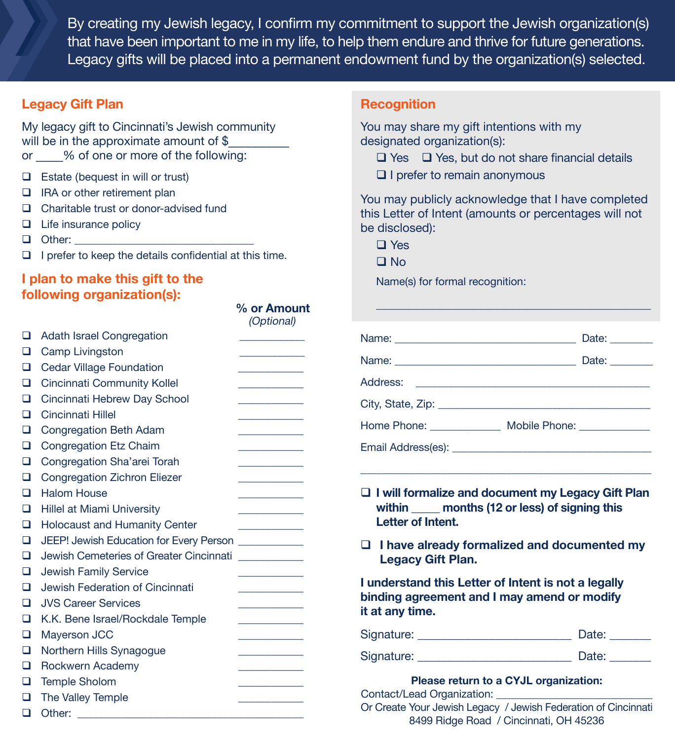By creating my Jewish legacy, I confirm my commitment to support the Jewish organization(s) that have been important to me in my life, to help them endure and thrive for future generations. Legacy gifts will be placed into a permanent endowment fund by the organization(s) selected.

## Legacy Gift Plan

My legacy gift to Cincinnati's Jewish community will be in the approximate amount of $_________ or ____% of one or more of the following:

- ❑ Estate (bequest in will or trust)
- ❑ IRA or other retirement plan
- ❑ Charitable trust or donor-advised fund
- ❑ Life insurance policy
- ❑ Other: _______________________________
- ❑ I prefer to keep the details confidential at this time.

## I plan to make this gift to the following organization(s):

| | % or Amount *(Optional)* |
|---|---|
| ❑ Adath Israel Congregation | ___________ |
| ❑ Camp Livingston | ___________ |
| ❑ Cedar Village Foundation | ___________ |
| ❑ Cincinnati Community Kollel | ___________ |
| ❑ Cincinnati Hebrew Day School | ___________ |
| ❑ Cincinnati Hillel | ___________ |
| ❑ Congregation Beth Adam | ___________ |
| ❑ Congregation Etz Chaim | ___________ |
| ❑ Congregation Sha'arei Torah | ___________ |
| ❑ Congregation Zichron Eliezer | ___________ |
| ❑ Halom House | ___________ |
| ❑ Hillel at Miami University | ___________ |
| ❑ Holocaust and Humanity Center | ___________ |
| ❑ JEEP! Jewish Education for Every Person | ___________ |
| ❑ Jewish Cemeteries of Greater Cincinnati | ___________ |
| ❑ Jewish Family Service | ___________ |
| ❑ Jewish Federation of Cincinnati | ___________ |
| ❑ JVS Career Services | ___________ |
| ❑ K.K. Bene Israel/Rockdale Temple | ___________ |
| ❑ Mayerson JCC | ___________ |
| ❑ Northern Hills Synagogue | ___________ |
| ❑ Rockwern Academy | ___________ |
| ❑ Temple Sholom | ___________ |
| ❑ The Valley Temple | ___________ |
| ❑ Other: _______________________________________ | |

## Recognition

You may share my gift intentions with my designated organization(s):

❑ Yes ❑ Yes, but do not share financial details

❑ I prefer to remain anonymous

You may publicly acknowledge that I have completed this Letter of Intent (amounts or percentages will not be disclosed):

❑ Yes

❑ No

Name(s) for formal recognition:

_____________________________________________

Name: _________________________________ Date: ________

Name: _________________________________ Date: ________

Address: ___________________________________________

City, State, Zip: _____________________________________

Home Phone: _____________ Mobile Phone: _____________

Email Address(es): ___________________________________

_____________________________________________________

❑ **I will formalize and document my Legacy Gift Plan within _____ months (12 or less) of signing this Letter of Intent.**

❑ **I have already formalized and documented my Legacy Gift Plan.**

**I understand this Letter of Intent is not a legally binding agreement and I may amend or modify it at any time.**

Signature: __________________________ Date: _______

Signature: __________________________ Date: _______

**Please return to a CYJL organization:**

Contact/Lead Organization: ___________________________

Or Create Your Jewish Legacy / Jewish Federation of Cincinnati

8499 Ridge Road / Cincinnati, OH 45236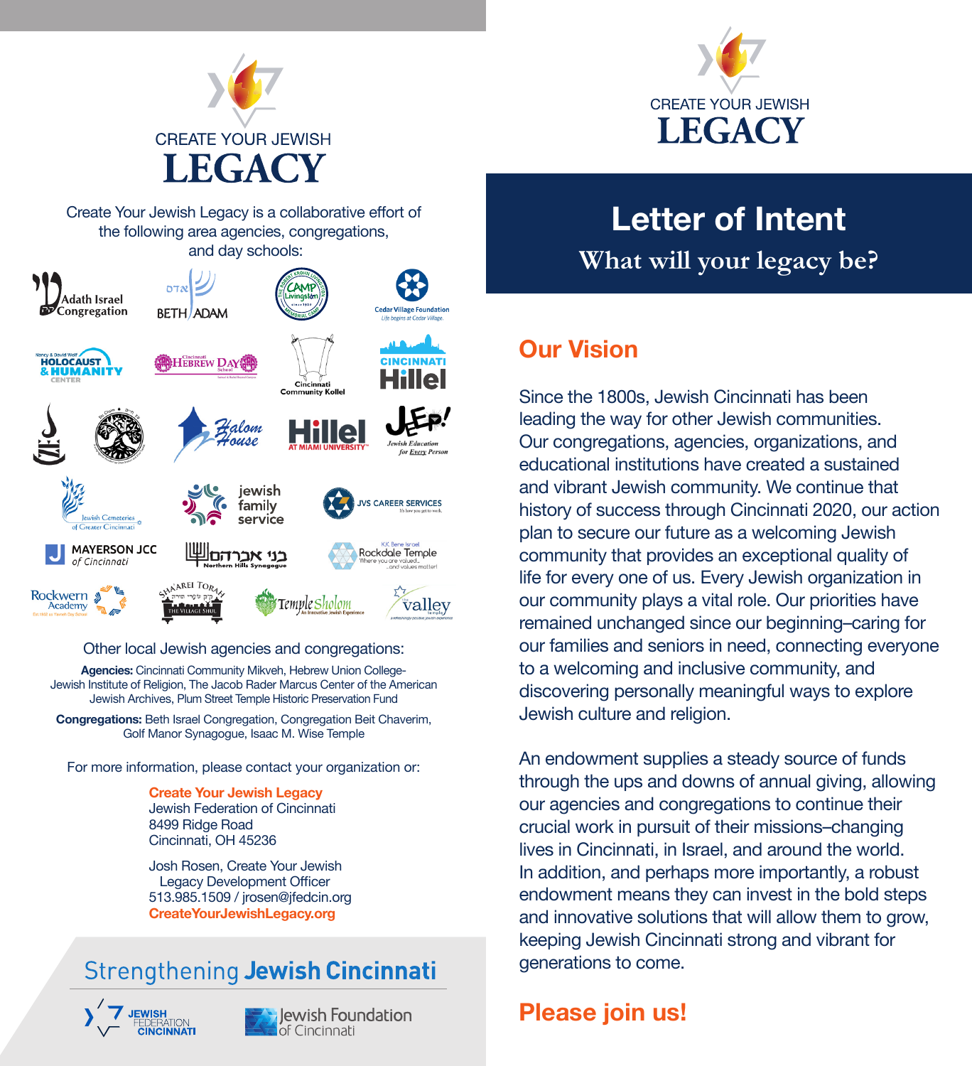CREATE YOUR JEWISH
# LEGACY

Create Your Jewish Legacy is a collaborative effort of the following area agencies, congregations, and day schools:

Adath Israel Congregation
BETH ADAM
Camp Livingston
Cedar Village Foundation
Holocaust & Humanity Center
Cincinnati Hebrew Day School
Cincinnati Community Kollel
Cincinnati Hillel
Halom House
Hillel at Miami University
JEP! Jewish Education for Every Person
Jewish Cemeteries of Greater Cincinnati
jewish family service
JVS Career Services
Mayerson JCC of Cincinnati
Northern Hills Synagogue
Rockdale Temple
Rockwern Academy
Sha'arei Torah The Village Shul
Temple Sholom
Valley Temple

Other local Jewish agencies and congregations:

**Agencies:** Cincinnati Community Mikveh, Hebrew Union College-Jewish Institute of Religion, The Jacob Rader Marcus Center of the American Jewish Archives, Plum Street Temple Historic Preservation Fund

**Congregations:** Beth Israel Congregation, Congregation Beit Chaverim, Golf Manor Synagogue, Isaac M. Wise Temple

For more information, please contact your organization or:

**Create Your Jewish Legacy**
Jewish Federation of Cincinnati
8499 Ridge Road
Cincinnati, OH 45236

Josh Rosen, Create Your Jewish Legacy Development Officer
513.985.1509 / jrosen@jfedcin.org
**CreateYourJewishLegacy.org**

Strengthening **Jewish Cincinnati**

Jewish Federation Cincinnati
Jewish Foundation of Cincinnati

CREATE YOUR JEWISH
# LEGACY

# Letter of Intent

## What will your legacy be?

## Our Vision

Since the 1800s, Jewish Cincinnati has been leading the way for other Jewish communities. Our congregations, agencies, organizations, and educational institutions have created a sustained and vibrant Jewish community. We continue that history of success through Cincinnati 2020, our action plan to secure our future as a welcoming Jewish community that provides an exceptional quality of life for every one of us. Every Jewish organization in our community plays a vital role. Our priorities have remained unchanged since our beginning–caring for our families and seniors in need, connecting everyone to a welcoming and inclusive community, and discovering personally meaningful ways to explore Jewish culture and religion.

An endowment supplies a steady source of funds through the ups and downs of annual giving, allowing our agencies and congregations to continue their crucial work in pursuit of their missions–changing lives in Cincinnati, in Israel, and around the world. In addition, and perhaps more importantly, a robust endowment means they can invest in the bold steps and innovative solutions that will allow them to grow, keeping Jewish Cincinnati strong and vibrant for generations to come.

## Please join us!